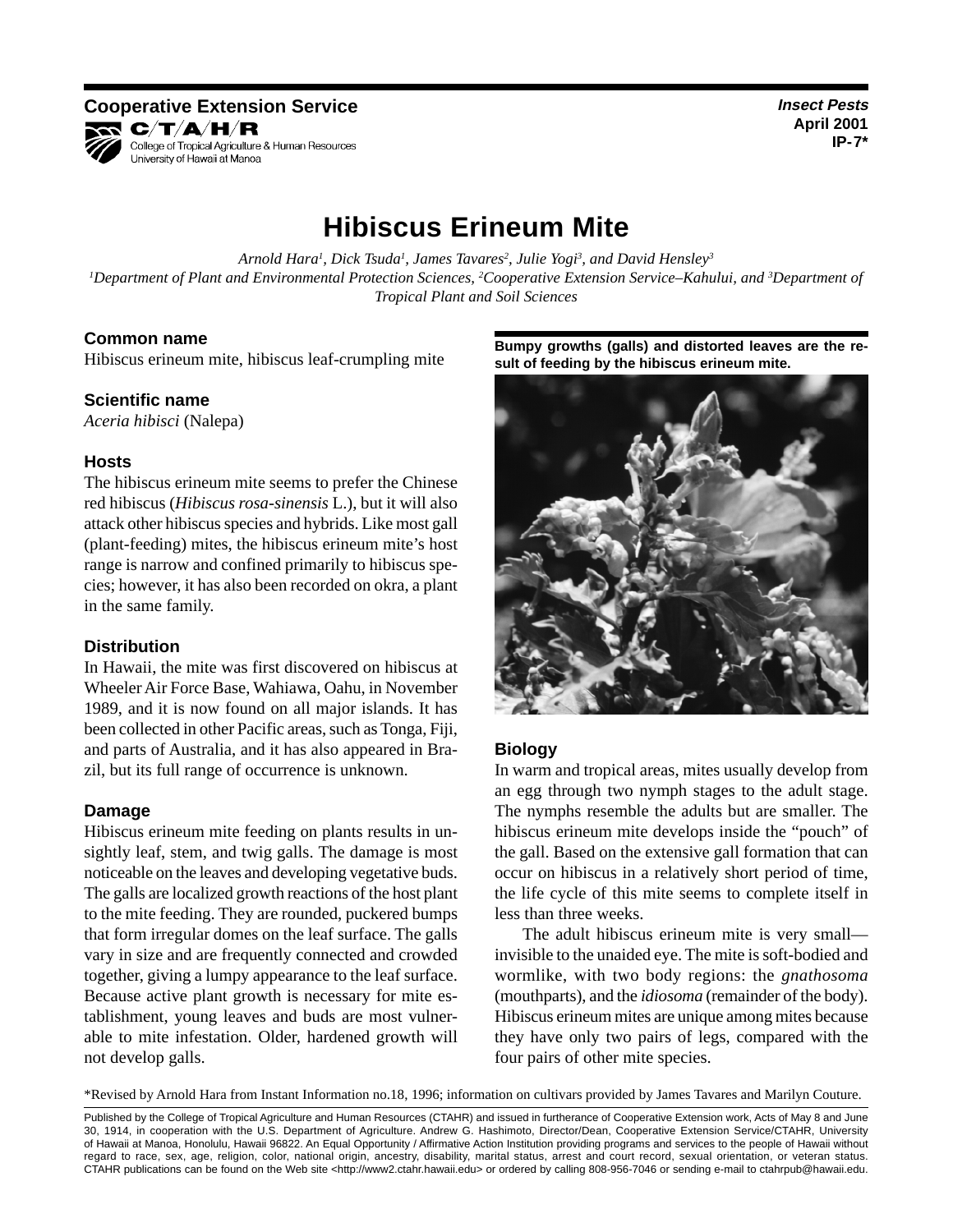Cooperative Extension Service
C/T/A/H/R
College of Tropical Agriculture & Human Resources
University of Hawaii at Manoa

*Insect Pests*
April 2001
IP-7*

# Hibiscus Erineum Mite

*Arnold Hara[1], Dick Tsuda[1], James Tavares[2], Julie Yogi[3], and David Hensley[3]*
*[1]Department of Plant and Environmental Protection Sciences, [2]Cooperative Extension Service–Kahului, and [3]Department of Tropical Plant and Soil Sciences*

### Common name

Hibiscus erineum mite, hibiscus leaf-crumpling mite

### Scientific name

*Aceria hibisci* (Nalepa)

### Hosts

The hibiscus erineum mite seems to prefer the Chinese red hibiscus (*Hibiscus rosa-sinensis* L.), but it will also attack other hibiscus species and hybrids. Like most gall (plant-feeding) mites, the hibiscus erineum mite's host range is narrow and confined primarily to hibiscus species; however, it has also been recorded on okra, a plant in the same family.

### Distribution

In Hawaii, the mite was first discovered on hibiscus at Wheeler Air Force Base, Wahiawa, Oahu, in November 1989, and it is now found on all major islands. It has been collected in other Pacific areas, such as Tonga, Fiji, and parts of Australia, and it has also appeared in Brazil, but its full range of occurrence is unknown.

### Damage

Hibiscus erineum mite feeding on plants results in unsightly leaf, stem, and twig galls. The damage is most noticeable on the leaves and developing vegetative buds. The galls are localized growth reactions of the host plant to the mite feeding. They are rounded, puckered bumps that form irregular domes on the leaf surface. The galls vary in size and are frequently connected and crowded together, giving a lumpy appearance to the leaf surface. Because active plant growth is necessary for mite establishment, young leaves and buds are most vulnerable to mite infestation. Older, hardened growth will not develop galls.

**Bumpy growths (galls) and distorted leaves are the result of feeding by the hibiscus erineum mite.**

### Biology

In warm and tropical areas, mites usually develop from an egg through two nymph stages to the adult stage. The nymphs resemble the adults but are smaller. The hibiscus erineum mite develops inside the "pouch" of the gall. Based on the extensive gall formation that can occur on hibiscus in a relatively short period of time, the life cycle of this mite seems to complete itself in less than three weeks.

The adult hibiscus erineum mite is very small—invisible to the unaided eye. The mite is soft-bodied and wormlike, with two body regions: the *gnathosoma* (mouthparts), and the *idiosoma* (remainder of the body). Hibiscus erineum mites are unique among mites because they have only two pairs of legs, compared with the four pairs of other mite species.

*Revised by Arnold Hara from Instant Information no.18, 1996; information on cultivars provided by James Tavares and Marilyn Couture.

Published by the College of Tropical Agriculture and Human Resources (CTAHR) and issued in furtherance of Cooperative Extension work, Acts of May 8 and June 30, 1914, in cooperation with the U.S. Department of Agriculture. Andrew G. Hashimoto, Director/Dean, Cooperative Extension Service/CTAHR, University of Hawaii at Manoa, Honolulu, Hawaii 96822. An Equal Opportunity / Affirmative Action Institution providing programs and services to the people of Hawaii without regard to race, sex, age, religion, color, national origin, ancestry, disability, marital status, arrest and court record, sexual orientation, or veteran status. CTAHR publications can be found on the Web site <http://www2.ctahr.hawaii.edu> or ordered by calling 808-956-7046 or sending e-mail to ctahrpub@hawaii.edu.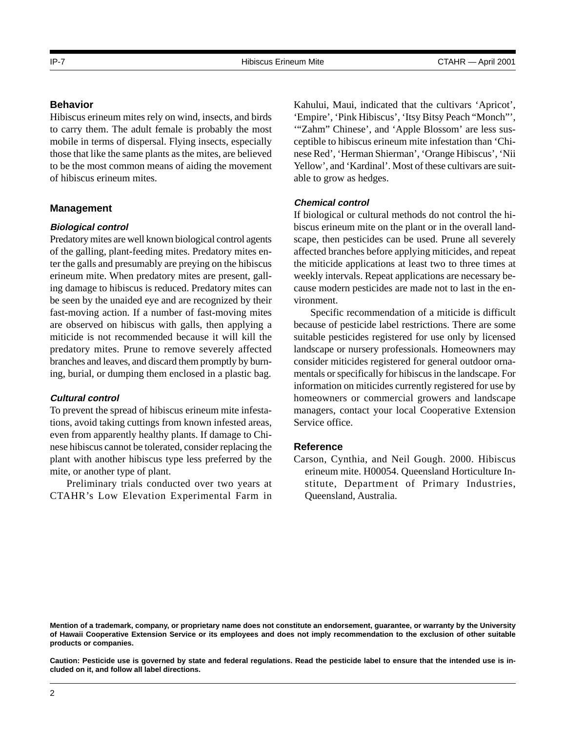## Behavior

Hibiscus erineum mites rely on wind, insects, and birds to carry them. The adult female is probably the most mobile in terms of dispersal. Flying insects, especially those that like the same plants as the mites, are believed to be the most common means of aiding the movement of hibiscus erineum mites.

## Management

### *Biological control*

Predatory mites are well known biological control agents of the galling, plant-feeding mites. Predatory mites enter the galls and presumably are preying on the hibiscus erineum mite. When predatory mites are present, galling damage to hibiscus is reduced. Predatory mites can be seen by the unaided eye and are recognized by their fast-moving action. If a number of fast-moving mites are observed on hibiscus with galls, then applying a miticide is not recommended because it will kill the predatory mites. Prune to remove severely affected branches and leaves, and discard them promptly by burning, burial, or dumping them enclosed in a plastic bag.

### *Cultural control*

To prevent the spread of hibiscus erineum mite infestations, avoid taking cuttings from known infested areas, even from apparently healthy plants. If damage to Chinese hibiscus cannot be tolerated, consider replacing the plant with another hibiscus type less preferred by the mite, or another type of plant.

Preliminary trials conducted over two years at CTAHR's Low Elevation Experimental Farm in Kahului, Maui, indicated that the cultivars 'Apricot', 'Empire', 'Pink Hibiscus', 'Itsy Bitsy Peach "Monch"', '"Zahm" Chinese', and 'Apple Blossom' are less susceptible to hibiscus erineum mite infestation than 'Chinese Red', 'Herman Shierman', 'Orange Hibiscus', 'Nii Yellow', and 'Kardinal'. Most of these cultivars are suitable to grow as hedges.

### *Chemical control*

If biological or cultural methods do not control the hibiscus erineum mite on the plant or in the overall landscape, then pesticides can be used. Prune all severely affected branches before applying miticides, and repeat the miticide applications at least two to three times at weekly intervals. Repeat applications are necessary because modern pesticides are made not to last in the environment.

Specific recommendation of a miticide is difficult because of pesticide label restrictions. There are some suitable pesticides registered for use only by licensed landscape or nursery professionals. Homeowners may consider miticides registered for general outdoor ornamentals or specifically for hibiscus in the landscape. For information on miticides currently registered for use by homeowners or commercial growers and landscape managers, contact your local Cooperative Extension Service office.

## Reference

Carson, Cynthia, and Neil Gough. 2000. Hibiscus erineum mite. H00054. Queensland Horticulture Institute, Department of Primary Industries, Queensland, Australia.

**Mention of a trademark, company, or proprietary name does not constitute an endorsement, guarantee, or warranty by the University of Hawaii Cooperative Extension Service or its employees and does not imply recommendation to the exclusion of other suitable products or companies.**

**Caution: Pesticide use is governed by state and federal regulations. Read the pesticide label to ensure that the intended use is included on it, and follow all label directions.**